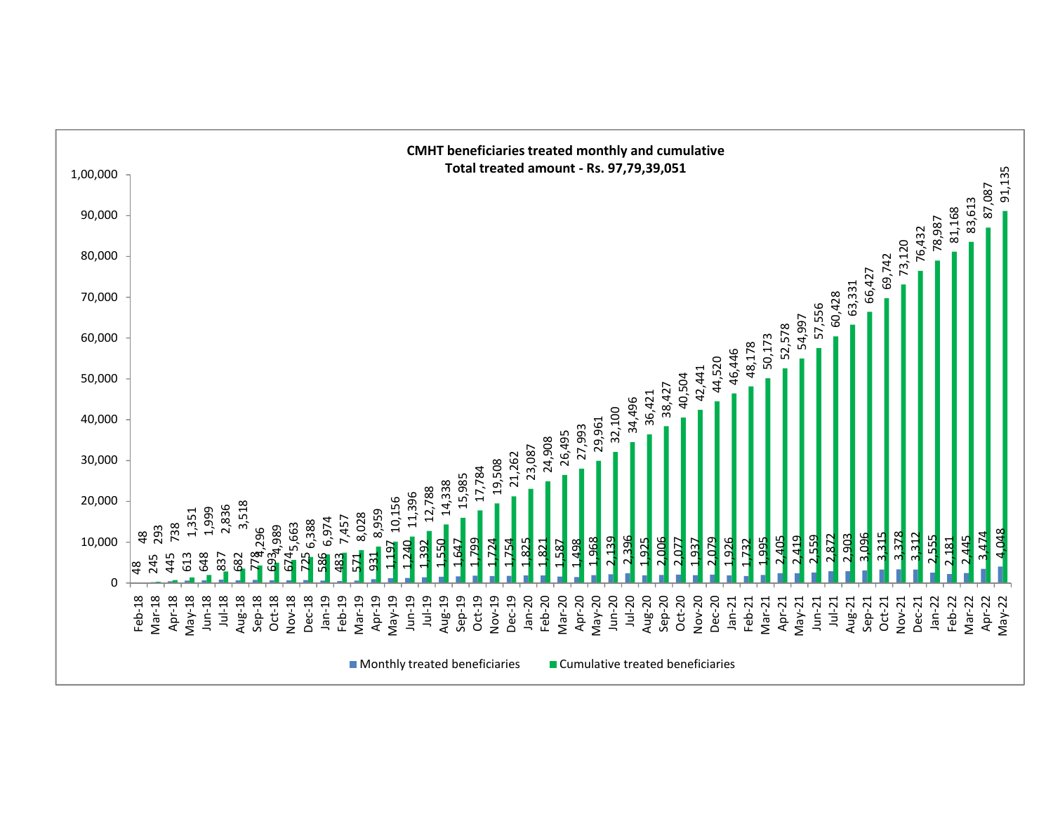## CMHT beneficiaries treated monthly and cumulative

**Total treated amount - Rs. 97,79,39,051**

| Month | Monthly treated beneficiaries | Cumulative treated beneficiaries |
| --- | --- | --- |
| Feb-18 | 48 | 48 |
| Mar-18 | 245 | 293 |
| Apr-18 | 445 | 738 |
| May-18 | 613 | 1,351 |
| Jun-18 | 648 | 1,999 |
| Jul-18 | 837 | 2,836 |
| Aug-18 | 682 | 3,518 |
| Sep-18 | 778 | 4,296 |
| Oct-18 | 693 | 4,989 |
| Nov-18 | 674 | 5,663 |
| Dec-18 | 725 | 6,388 |
| Jan-19 | 586 | 6,974 |
| Feb-19 | 483 | 7,457 |
| Mar-19 | 571 | 8,028 |
| Apr-19 | 931 | 8,959 |
| May-19 | 1,197 | 10,156 |
| Jun-19 | 1,240 | 11,396 |
| Jul-19 | 1,392 | 12,788 |
| Aug-19 | 1,550 | 14,338 |
| Sep-19 | 1,647 | 15,985 |
| Oct-19 | 1,799 | 17,784 |
| Nov-19 | 1,724 | 19,508 |
| Dec-19 | 1,754 | 21,262 |
| Jan-20 | 1,825 | 23,087 |
| Feb-20 | 1,821 | 24,908 |
| Mar-20 | 1,587 | 26,495 |
| Apr-20 | 1,498 | 27,993 |
| May-20 | 1,968 | 29,961 |
| Jun-20 | 2,139 | 32,100 |
| Jul-20 | 2,396 | 34,496 |
| Aug-20 | 1,925 | 36,421 |
| Sep-20 | 2,006 | 38,427 |
| Oct-20 | 2,077 | 40,504 |
| Nov-20 | 1,937 | 42,441 |
| Dec-20 | 2,079 | 44,520 |
| Jan-21 | 1,926 | 46,446 |
| Feb-21 | 1,732 | 48,178 |
| Mar-21 | 1,995 | 50,173 |
| Apr-21 | 2,405 | 52,578 |
| May-21 | 2,419 | 54,997 |
| Jun-21 | 2,559 | 57,556 |
| Jul-21 | 2,872 | 60,428 |
| Aug-21 | 2,903 | 63,331 |
| Sep-21 | 3,096 | 66,427 |
| Oct-21 | 3,315 | 69,742 |
| Nov-21 | 3,378 | 73,120 |
| Dec-21 | 3,312 | 76,432 |
| Jan-22 | 2,555 | 78,987 |
| Feb-22 | 2,181 | 81,168 |
| Mar-22 | 2,445 | 83,613 |
| Apr-22 | 3,474 | 87,087 |
| May-22 | 4,048 | 91,135 |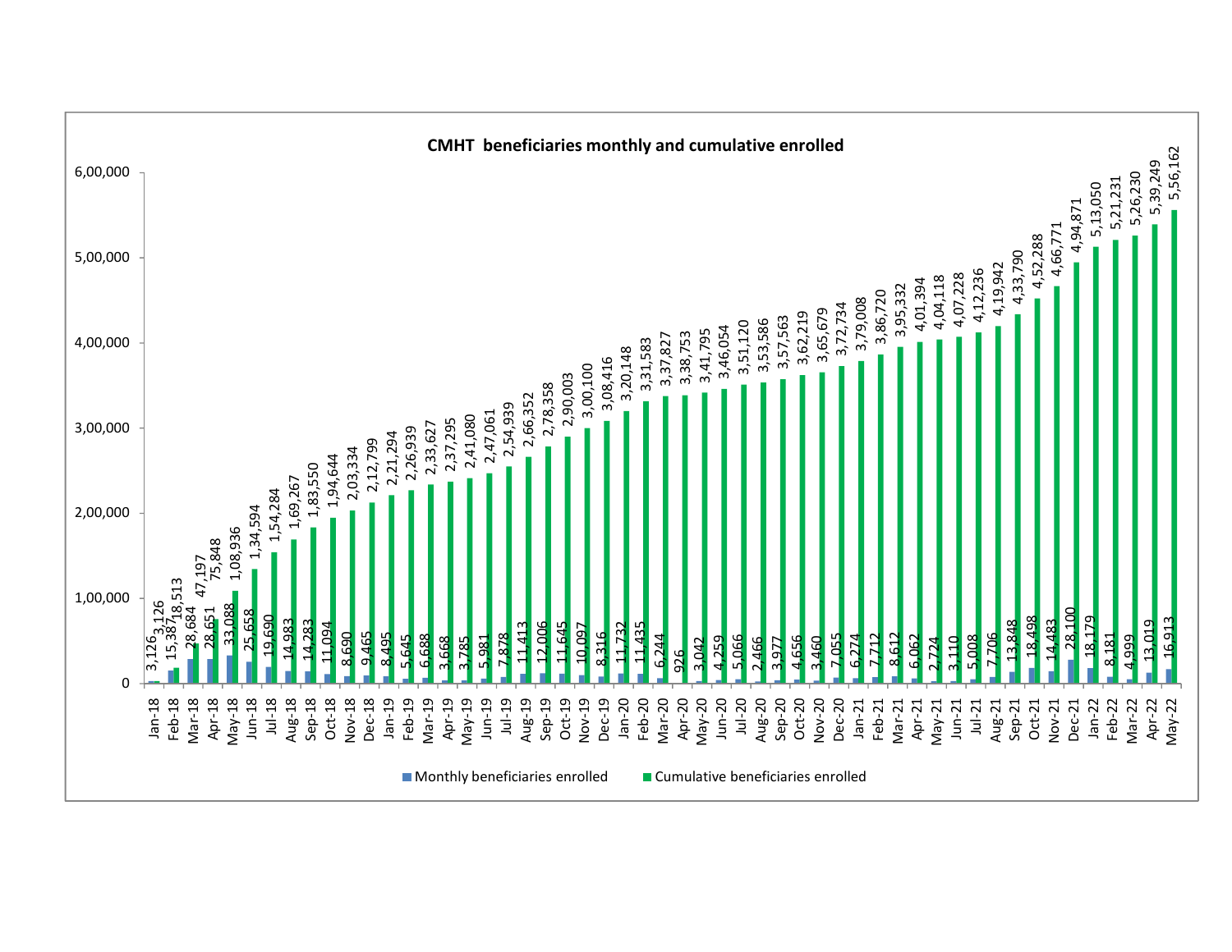**CMHT beneficiaries monthly and cumulative enrolled**

6,00,000
5,00,000
4,00,000
3,00,000
2,00,000
1,00,000
0

Jan-18 3,126 3,126
Feb-18 15,387 18,513
Mar-18 28,684 47,197
Apr-18 28,651 75,848
May-18 33,088 1,08,936
Jun-18 25,658 1,34,594
Jul-18 19,690 1,54,284
Aug-18 14,983 1,69,267
Sep-18 14,283 1,83,550
Oct-18 11,094 1,94,644
Nov-18 8,690 2,03,334
Dec-18 9,465 2,12,799
Jan-19 8,495 2,21,294
Feb-19 5,645 2,26,939
Mar-19 6,688 2,33,627
Apr-19 3,668 2,37,295
May-19 3,785 2,41,080
Jun-19 5,981 2,47,061
Jul-19 7,878 2,54,939
Aug-19 11,413 2,66,352
Sep-19 12,006 2,78,358
Oct-19 11,645 2,90,003
Nov-19 10,097 3,00,100
Dec-19 8,316 3,08,416
Jan-20 11,732 3,20,148
Feb-20 11,435 3,31,583
Mar-20 6,244 3,37,827
Apr-20 926 3,38,753
May-20 3,042 3,41,795
Jun-20 4,259 3,46,054
Jul-20 5,066 3,51,120
Aug-20 2,466 3,53,586
Sep-20 3,977 3,57,563
Oct-20 4,656 3,62,219
Nov-20 3,460 3,65,679
Dec-20 7,055 3,72,734
Jan-21 6,274 3,79,008
Feb-21 7,712 3,86,720
Mar-21 8,612 3,95,332
Apr-21 6,062 4,01,394
May-21 2,724 4,04,118
Jun-21 3,110 4,07,228
Jul-21 5,008 4,12,236
Aug-21 7,706 4,19,942
Sep-21 13,848 4,33,790
Oct-21 18,498 4,52,288
Nov-21 14,483 4,66,771
Dec-21 28,100 4,94,871
Jan-22 18,179 5,13,050
Feb-22 8,181 5,21,231
Mar-22 4,999 5,26,230
Apr-22 13,019 5,39,249
May-22 16,913 5,56,162

Monthly beneficiaries enrolled
Cumulative beneficiaries enrolled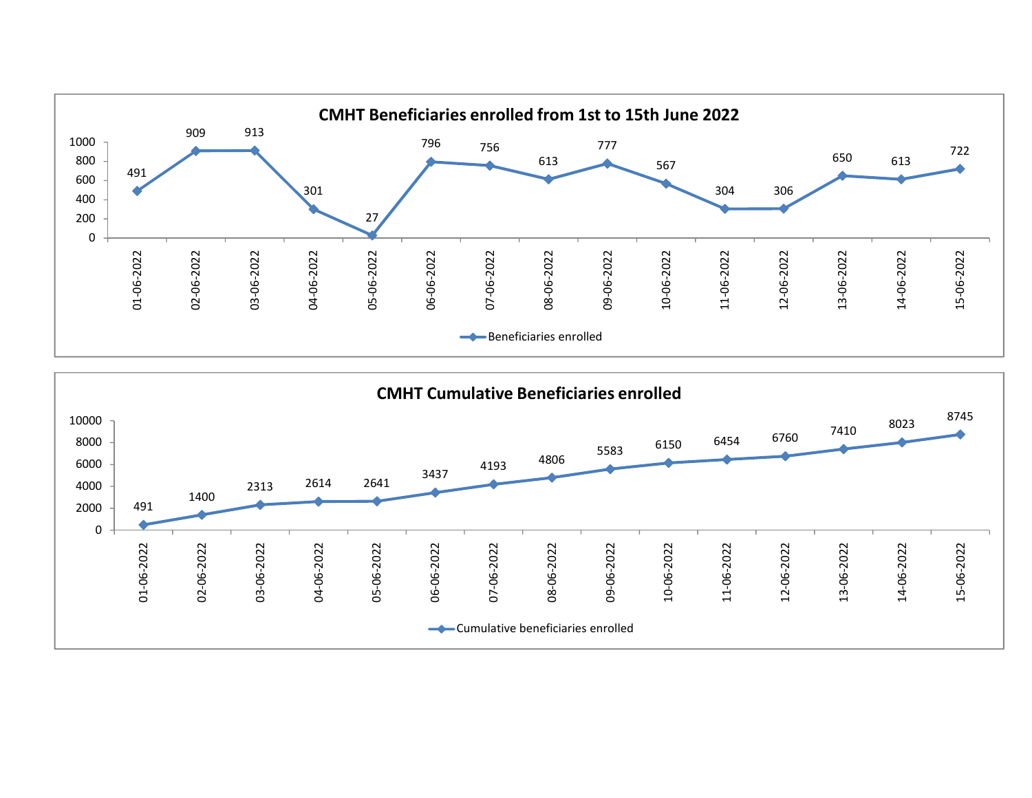**CMHT Beneficiaries enrolled from 1st to 15th June 2022**

1000
800
600
400
200
0

491
909
913
301
27
796
756
613
777
567
304
306
650
613
722

01-06-2022
02-06-2022
03-06-2022
04-06-2022
05-06-2022
06-06-2022
07-06-2022
08-06-2022
09-06-2022
10-06-2022
11-06-2022
12-06-2022
13-06-2022
14-06-2022
15-06-2022

Beneficiaries enrolled

**CMHT Cumulative Beneficiaries enrolled**

10000
8000
6000
4000
2000
0

491
1400
2313
2614
2641
3437
4193
4806
5583
6150
6454
6760
7410
8023
8745

01-06-2022
02-06-2022
03-06-2022
04-06-2022
05-06-2022
06-06-2022
07-06-2022
08-06-2022
09-06-2022
10-06-2022
11-06-2022
12-06-2022
13-06-2022
14-06-2022
15-06-2022

Cumulative beneficiaries enrolled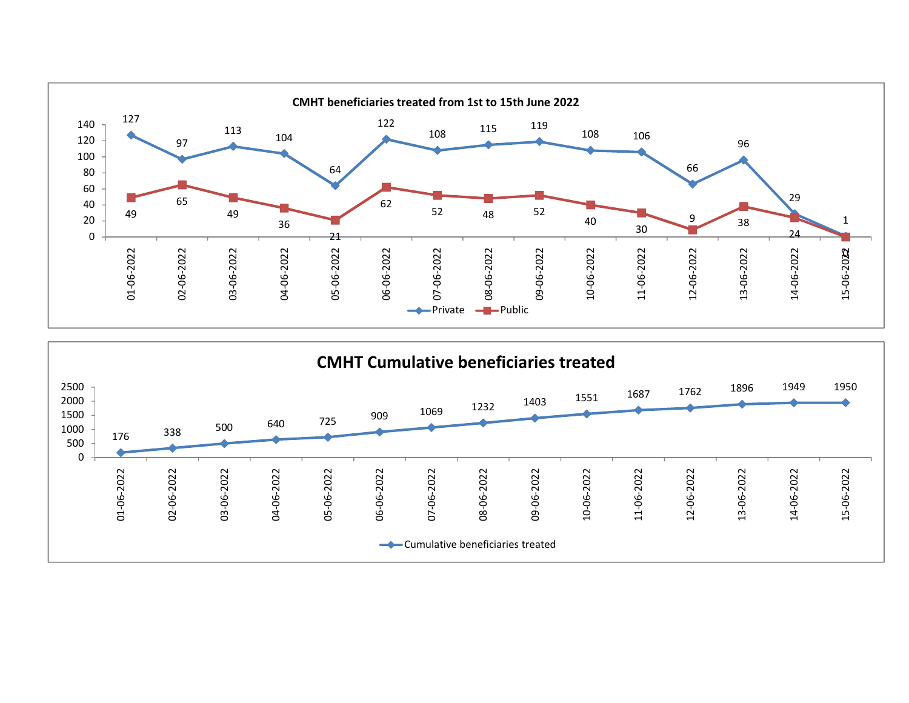**CMHT beneficiaries treated from 1st to 15th June 2022**

140
120
100
80
60
40
20
0

127 97 113 104 64 122 108 115 119 108 106 66 96 29 1

49 65 49 36 21 62 52 48 52 40 30 9 38 24 0

01-06-2022 02-06-2022 03-06-2022 04-06-2022 05-06-2022 06-06-2022 07-06-2022 08-06-2022 09-06-2022 10-06-2022 11-06-2022 12-06-2022 13-06-2022 14-06-2022 15-06-2022

Private Public

**CMHT Cumulative beneficiaries treated**

2500
2000
1500
1000
500
0

176 338 500 640 725 909 1069 1232 1403 1551 1687 1762 1896 1949 1950

01-06-2022 02-06-2022 03-06-2022 04-06-2022 05-06-2022 06-06-2022 07-06-2022 08-06-2022 09-06-2022 10-06-2022 11-06-2022 12-06-2022 13-06-2022 14-06-2022 15-06-2022

Cumulative beneficiaries treated